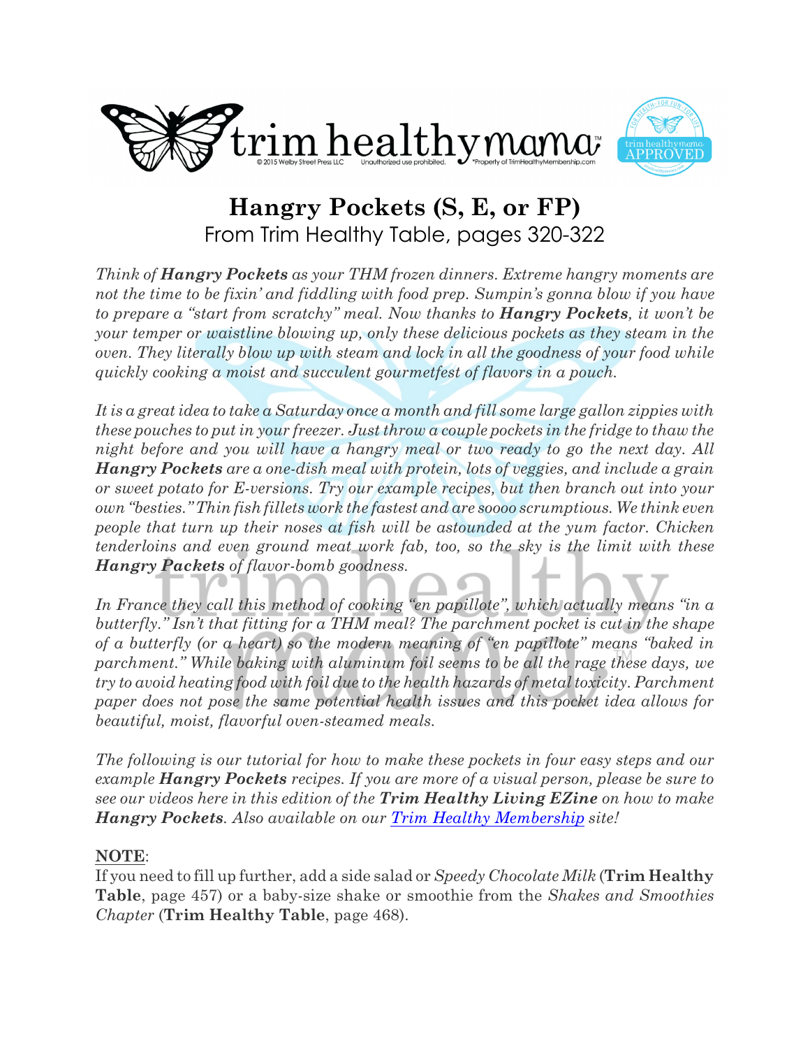# Hangry Pockets (S, E, or FP)

From Trim Healthy Table, pages 320-322

*Think of **Hangry Pockets** as your THM frozen dinners. Extreme hangry moments are not the time to be fixin' and fiddling with food prep. Sumpin's gonna blow if you have to prepare a "start from scratchy" meal. Now thanks to **Hangry Pockets**, it won't be your temper or waistline blowing up, only these delicious pockets as they steam in the oven. They literally blow up with steam and lock in all the goodness of your food while quickly cooking a moist and succulent gourmetfest of flavors in a pouch.*

*It is a great idea to take a Saturday once a month and fill some large gallon zippies with these pouches to put in your freezer. Just throw a couple pockets in the fridge to thaw the night before and you will have a hangry meal or two ready to go the next day. All **Hangry Pockets** are a one-dish meal with protein, lots of veggies, and include a grain or sweet potato for E-versions. Try our example recipes, but then branch out into your own "besties." Thin fish fillets work the fastest and are soooo scrumptious. We think even people that turn up their noses at fish will be astounded at the yum factor. Chicken tenderloins and even ground meat work fab, too, so the sky is the limit with these **Hangry Packets** of flavor-bomb goodness.*

*In France they call this method of cooking "en papillote", which actually means "in a butterfly." Isn't that fitting for a THM meal? The parchment pocket is cut in the shape of a butterfly (or a heart) so the modern meaning of "en papillote" means "baked in parchment." While baking with aluminum foil seems to be all the rage these days, we try to avoid heating food with foil due to the health hazards of metal toxicity. Parchment paper does not pose the same potential health issues and this pocket idea allows for beautiful, moist, flavorful oven-steamed meals.*

*The following is our tutorial for how to make these pockets in four easy steps and our example **Hangry Pockets** recipes. If you are more of a visual person, please be sure to see our videos here in this edition of the **Trim Healthy Living EZine** on how to make **Hangry Pockets**. Also available on our [Trim Healthy Membership]() site!*

**NOTE**:

If you need to fill up further, add a side salad or *Speedy Chocolate Milk* (**Trim Healthy Table**, page 457) or a baby-size shake or smoothie from the *Shakes and Smoothies Chapter* (**Trim Healthy Table**, page 468).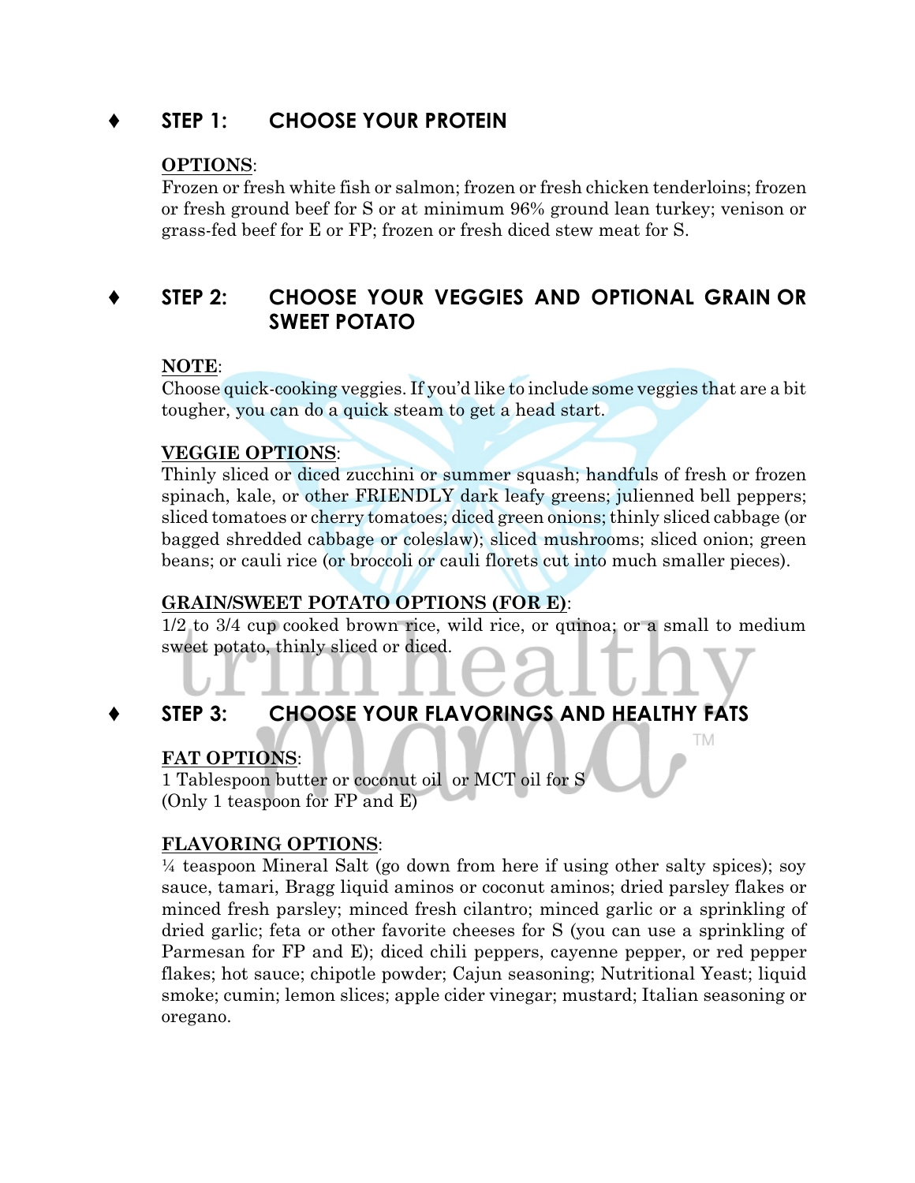## ♦ STEP 1: CHOOSE YOUR PROTEIN

**OPTIONS**:
Frozen or fresh white fish or salmon; frozen or fresh chicken tenderloins; frozen or fresh ground beef for S or at minimum 96% ground lean turkey; venison or grass-fed beef for E or FP; frozen or fresh diced stew meat for S.

## ♦ STEP 2: CHOOSE YOUR VEGGIES AND OPTIONAL GRAIN OR SWEET POTATO

**NOTE**:
Choose quick-cooking veggies. If you'd like to include some veggies that are a bit tougher, you can do a quick steam to get a head start.

**VEGGIE OPTIONS**:
Thinly sliced or diced zucchini or summer squash; handfuls of fresh or frozen spinach, kale, or other FRIENDLY dark leafy greens; julienned bell peppers; sliced tomatoes or cherry tomatoes; diced green onions; thinly sliced cabbage (or bagged shredded cabbage or coleslaw); sliced mushrooms; sliced onion; green beans; or cauli rice (or broccoli or cauli florets cut into much smaller pieces).

**GRAIN/SWEET POTATO OPTIONS (FOR E)**:
1/2 to 3/4 cup cooked brown rice, wild rice, or quinoa; or a small to medium sweet potato, thinly sliced or diced.

## ♦ STEP 3: CHOOSE YOUR FLAVORINGS AND HEALTHY FATS

**FAT OPTIONS**:
1 Tablespoon butter or coconut oil or MCT oil for S
(Only 1 teaspoon for FP and E)

**FLAVORING OPTIONS**:
¼ teaspoon Mineral Salt (go down from here if using other salty spices); soy sauce, tamari, Bragg liquid aminos or coconut aminos; dried parsley flakes or minced fresh parsley; minced fresh cilantro; minced garlic or a sprinkling of dried garlic; feta or other favorite cheeses for S (you can use a sprinkling of Parmesan for FP and E); diced chili peppers, cayenne pepper, or red pepper flakes; hot sauce; chipotle powder; Cajun seasoning; Nutritional Yeast; liquid smoke; cumin; lemon slices; apple cider vinegar; mustard; Italian seasoning or oregano.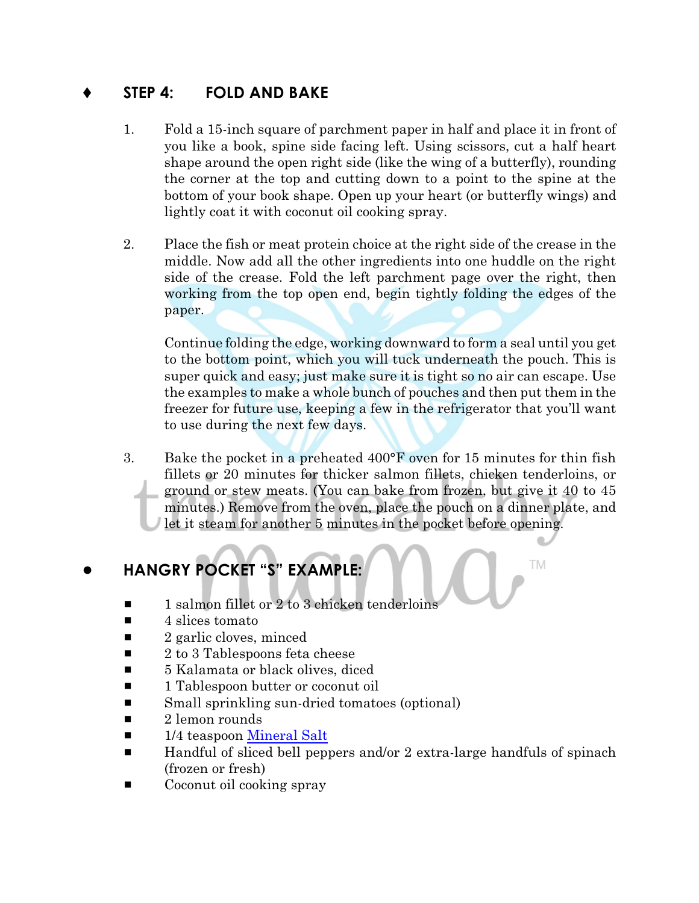## ♦ STEP 4: FOLD AND BAKE

1. Fold a 15-inch square of parchment paper in half and place it in front of you like a book, spine side facing left. Using scissors, cut a half heart shape around the open right side (like the wing of a butterfly), rounding the corner at the top and cutting down to a point to the spine at the bottom of your book shape. Open up your heart (or butterfly wings) and lightly coat it with coconut oil cooking spray.

2. Place the fish or meat protein choice at the right side of the crease in the middle. Now add all the other ingredients into one huddle on the right side of the crease. Fold the left parchment page over the right, then working from the top open end, begin tightly folding the edges of the paper.

   Continue folding the edge, working downward to form a seal until you get to the bottom point, which you will tuck underneath the pouch. This is super quick and easy; just make sure it is tight so no air can escape. Use the examples to make a whole bunch of pouches and then put them in the freezer for future use, keeping a few in the refrigerator that you'll want to use during the next few days.

3. Bake the pocket in a preheated 400°F oven for 15 minutes for thin fish fillets or 20 minutes for thicker salmon fillets, chicken tenderloins, or ground or stew meats. (You can bake from frozen, but give it 40 to 45 minutes.) Remove from the oven, place the pouch on a dinner plate, and let it steam for another 5 minutes in the pocket before opening.

## ● HANGRY POCKET "S" EXAMPLE:

- 1 salmon fillet or 2 to 3 chicken tenderloins
- 4 slices tomato
- 2 garlic cloves, minced
- 2 to 3 Tablespoons feta cheese
- 5 Kalamata or black olives, diced
- 1 Tablespoon butter or coconut oil
- Small sprinkling sun-dried tomatoes (optional)
- 2 lemon rounds
- 1/4 teaspoon Mineral Salt
- Handful of sliced bell peppers and/or 2 extra-large handfuls of spinach (frozen or fresh)
- Coconut oil cooking spray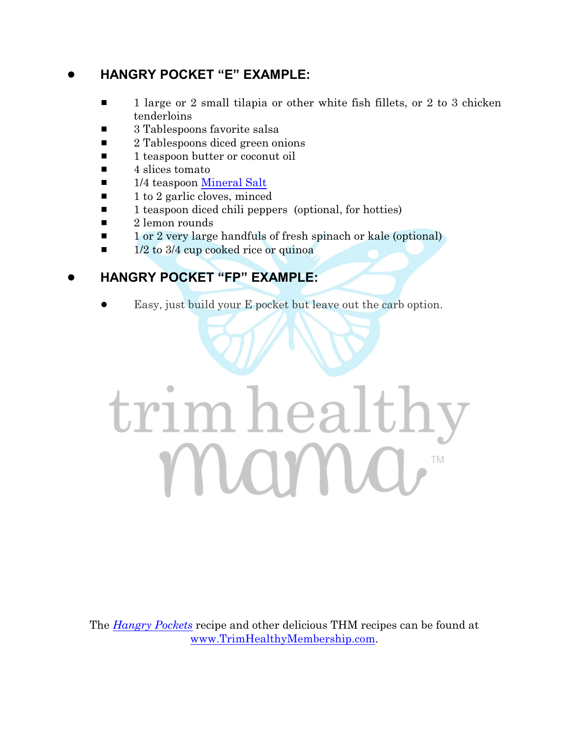- **HANGRY POCKET "E" EXAMPLE:**
  - 1 large or 2 small tilapia or other white fish fillets, or 2 to 3 chicken tenderloins
  - 3 Tablespoons favorite salsa
  - 2 Tablespoons diced green onions
  - 1 teaspoon butter or coconut oil
  - 4 slices tomato
  - 1/4 teaspoon [Mineral Salt]
  - 1 to 2 garlic cloves, minced
  - 1 teaspoon diced chili peppers (optional, for hotties)
  - 2 lemon rounds
  - 1 or 2 very large handfuls of fresh spinach or kale (optional)
  - 1/2 to 3/4 cup cooked rice or quinoa

- **HANGRY POCKET "FP" EXAMPLE:**
  - Easy, just build your E pocket but leave out the carb option.

The *Hangry Pockets* recipe and other delicious THM recipes can be found at www.TrimHealthyMembership.com.